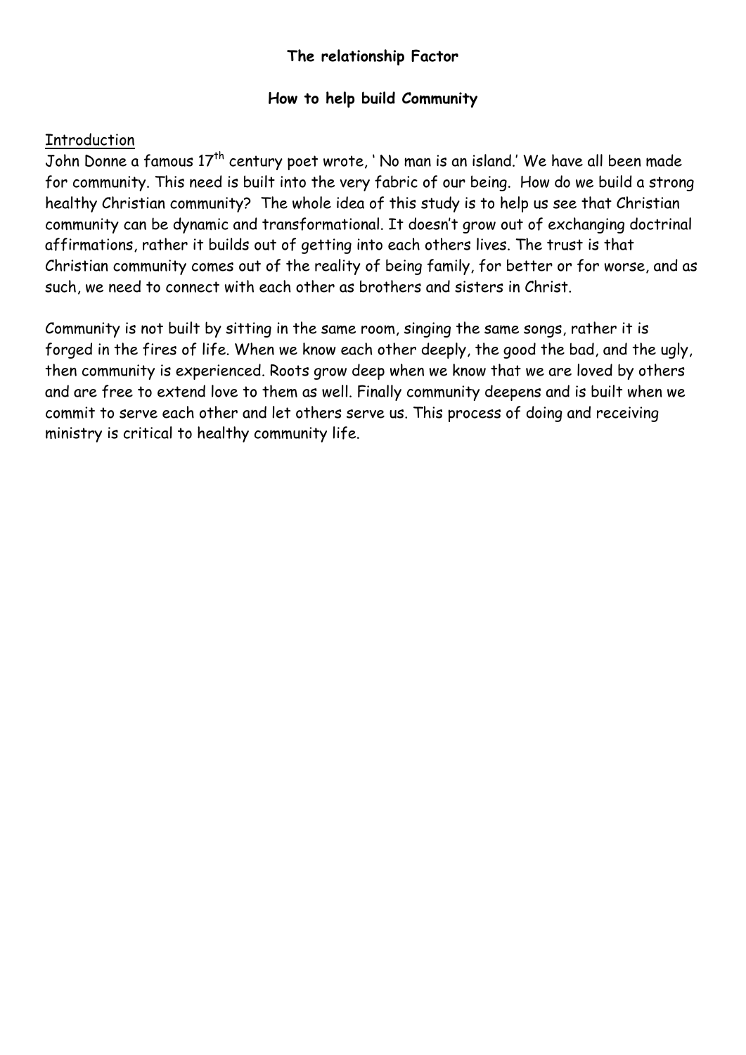**The relationship Factor**

**How to help build Community**

Introduction

John Donne a famous 17th century poet wrote, ' No man is an island.' We have all been made for community. This need is built into the very fabric of our being. How do we build a strong healthy Christian community? The whole idea of this study is to help us see that Christian community can be dynamic and transformational. It doesn't grow out of exchanging doctrinal affirmations, rather it builds out of getting into each others lives. The trust is that Christian community comes out of the reality of being family, for better or for worse, and as such, we need to connect with each other as brothers and sisters in Christ.

Community is not built by sitting in the same room, singing the same songs, rather it is forged in the fires of life. When we know each other deeply, the good the bad, and the ugly, then community is experienced. Roots grow deep when we know that we are loved by others and are free to extend love to them as well. Finally community deepens and is built when we commit to serve each other and let others serve us. This process of doing and receiving ministry is critical to healthy community life.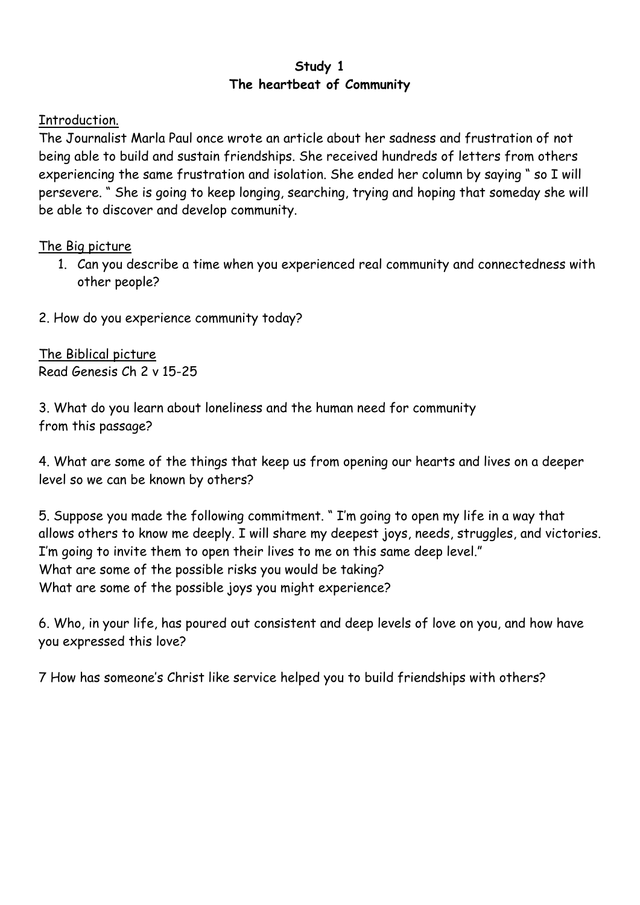**Study 1**
**The heartbeat of Community**

Introduction.

The Journalist Marla Paul once wrote an article about her sadness and frustration of not being able to build and sustain friendships. She received hundreds of letters from others experiencing the same frustration and isolation. She ended her column by saying " so I will persevere. " She is going to keep longing, searching, trying and hoping that someday she will be able to discover and develop community.

The Big picture

1. Can you describe a time when you experienced real community and connectedness with other people?

2. How do you experience community today?

The Biblical picture

Read Genesis Ch 2 v 15-25

3. What do you learn about loneliness and the human need for community from this passage?

4. What are some of the things that keep us from opening our hearts and lives on a deeper level so we can be known by others?

5. Suppose you made the following commitment. " I'm going to open my life in a way that allows others to know me deeply. I will share my deepest joys, needs, struggles, and victories. I'm going to invite them to open their lives to me on this same deep level."
What are some of the possible risks you would be taking?
What are some of the possible joys you might experience?

6. Who, in your life, has poured out consistent and deep levels of love on you, and how have you expressed this love?

7 How has someone's Christ like service helped you to build friendships with others?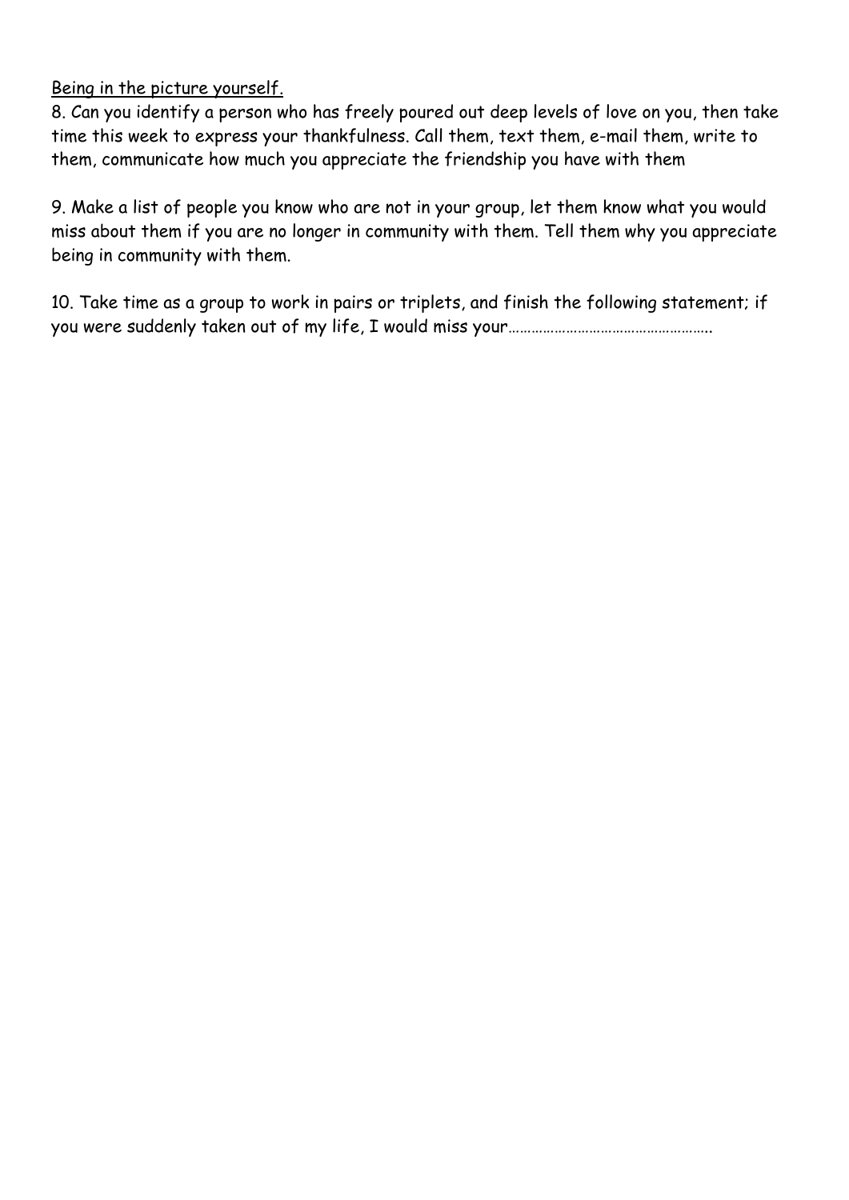Being in the picture yourself.

8. Can you identify a person who has freely poured out deep levels of love on you, then take time this week to express your thankfulness. Call them, text them, e-mail them, write to them, communicate how much you appreciate the friendship you have with them

9. Make a list of people you know who are not in your group, let them know what you would miss about them if you are no longer in community with them. Tell them why you appreciate being in community with them.

10. Take time as a group to work in pairs or triplets, and finish the following statement; if you were suddenly taken out of my life, I would miss your…………………………………………….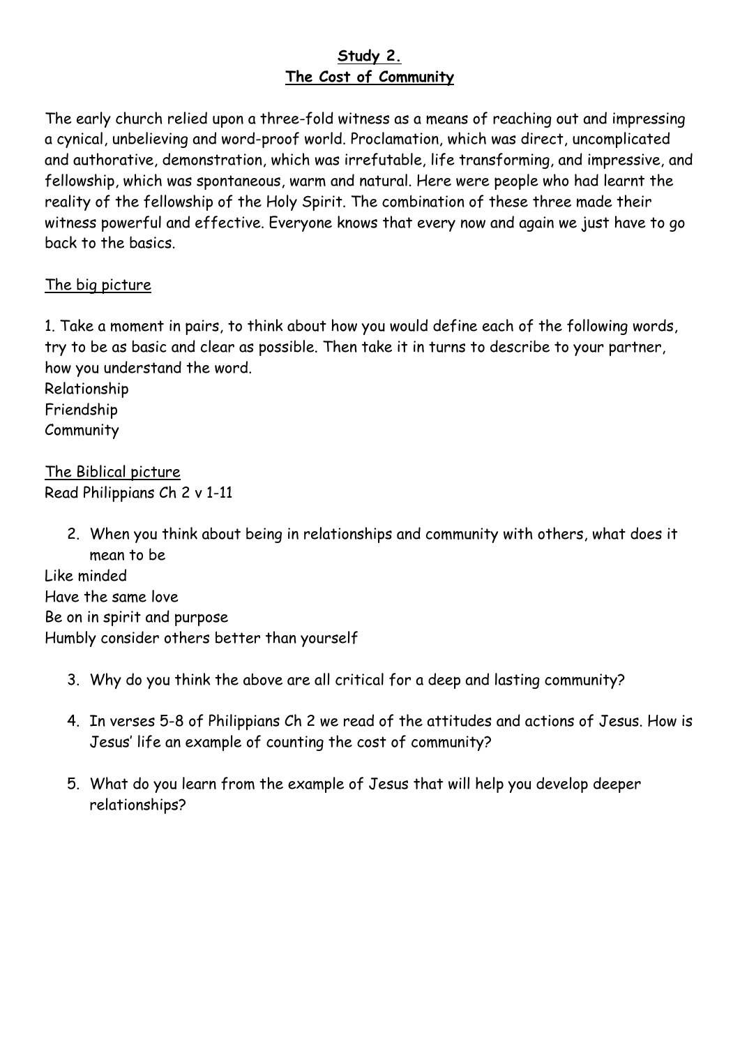# **Study 2.**
# **The Cost of Community**

The early church relied upon a three-fold witness as a means of reaching out and impressing a cynical, unbelieving and word-proof world. Proclamation, which was direct, uncomplicated and authorative, demonstration, which was irrefutable, life transforming, and impressive, and fellowship, which was spontaneous, warm and natural. Here were people who had learnt the reality of the fellowship of the Holy Spirit. The combination of these three made their witness powerful and effective. Everyone knows that every now and again we just have to go back to the basics.

## The big picture

1. Take a moment in pairs, to think about how you would define each of the following words, try to be as basic and clear as possible. Then take it in turns to describe to your partner, how you understand the word.

Relationship
Friendship
Community

## The Biblical picture

Read Philippians Ch 2 v 1-11

2. When you think about being in relationships and community with others, what does it mean to be

Like minded
Have the same love
Be on in spirit and purpose
Humbly consider others better than yourself

3. Why do you think the above are all critical for a deep and lasting community?

4. In verses 5-8 of Philippians Ch 2 we read of the attitudes and actions of Jesus. How is Jesus' life an example of counting the cost of community?

5. What do you learn from the example of Jesus that will help you develop deeper relationships?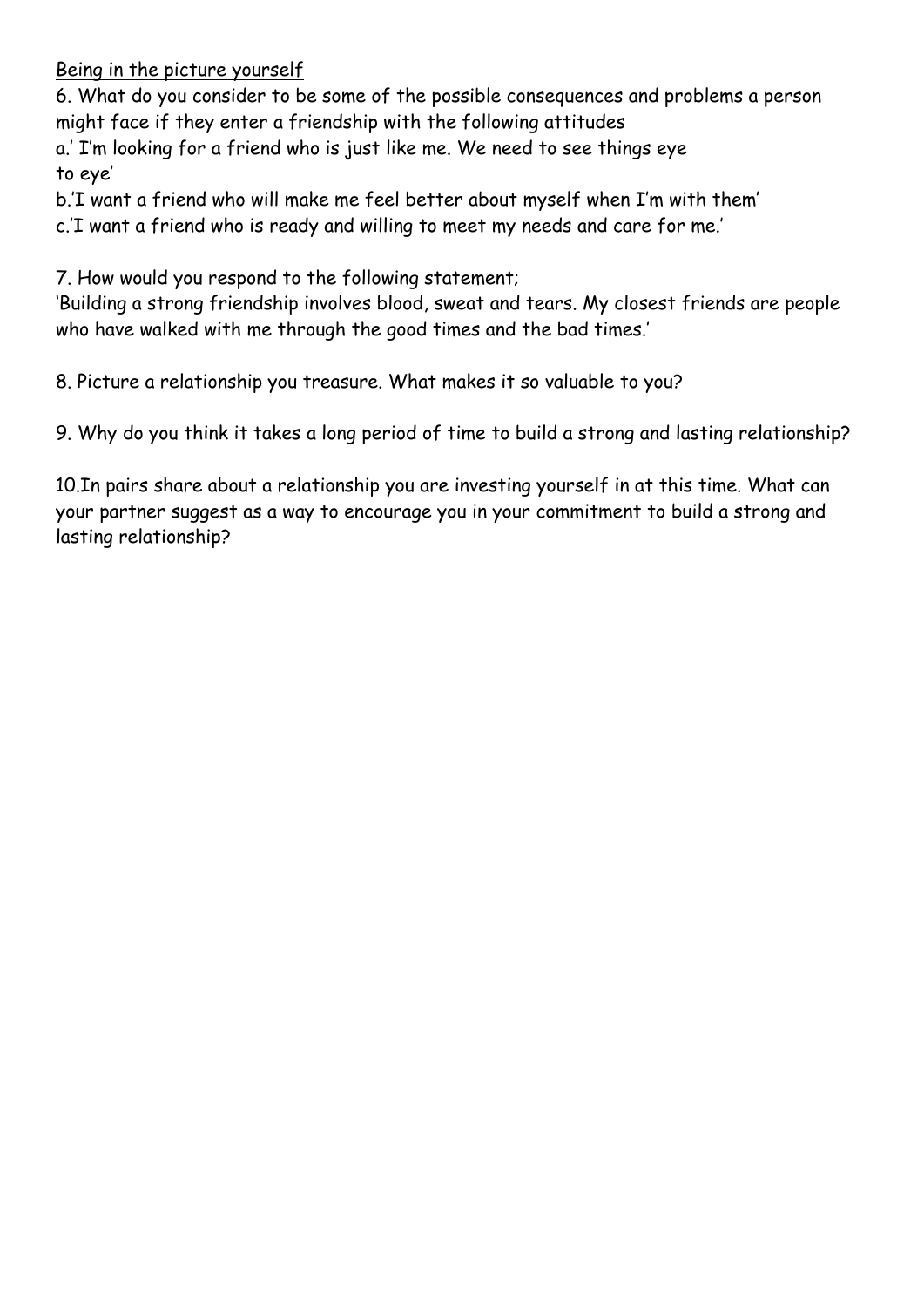<u>Being in the picture yourself</u>

6. What do you consider to be some of the possible consequences and problems a person might face if they enter a friendship with the following attitudes

a.' I'm looking for a friend who is just like me. We need to see things eye to eye'

b.'I want a friend who will make me feel better about myself when I'm with them'

c.'I want a friend who is ready and willing to meet my needs and care for me.'

7. How would you respond to the following statement;

'Building a strong friendship involves blood, sweat and tears. My closest friends are people who have walked with me through the good times and the bad times.'

8. Picture a relationship you treasure. What makes it so valuable to you?

9. Why do you think it takes a long period of time to build a strong and lasting relationship?

10.In pairs share about a relationship you are investing yourself in at this time. What can your partner suggest as a way to encourage you in your commitment to build a strong and lasting relationship?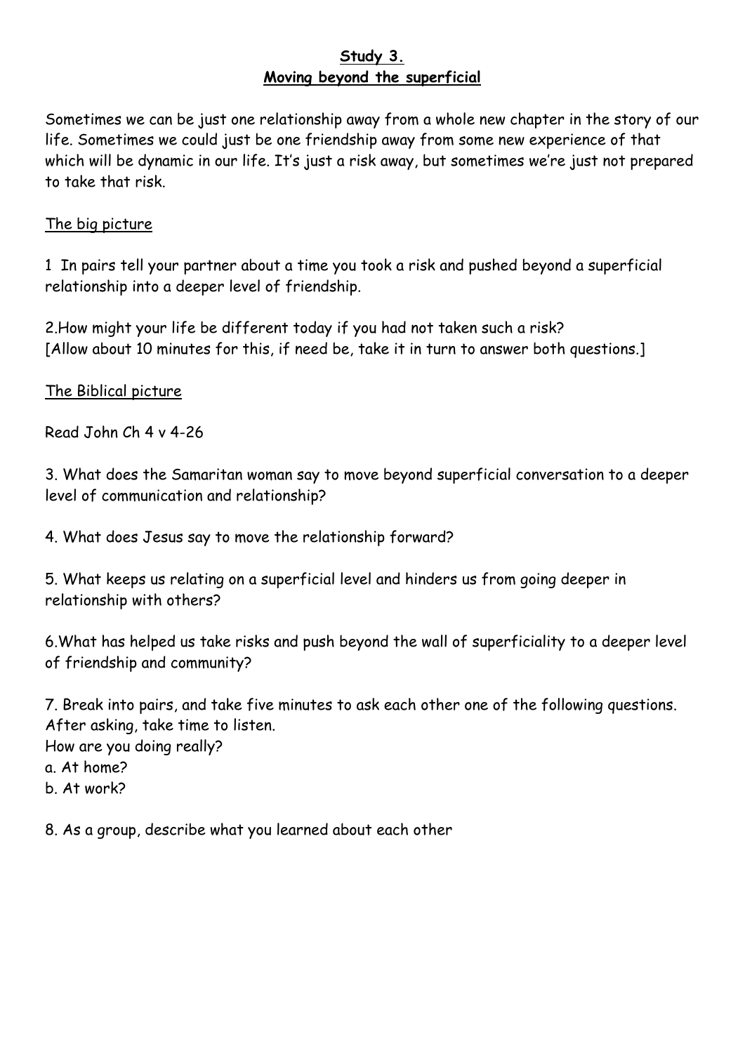# Study 3.
## Moving beyond the superficial

Sometimes we can be just one relationship away from a whole new chapter in the story of our life. Sometimes we could just be one friendship away from some new experience of that which will be dynamic in our life. It's just a risk away, but sometimes we're just not prepared to take that risk.

### The big picture

1 In pairs tell your partner about a time you took a risk and pushed beyond a superficial relationship into a deeper level of friendship.

2.How might your life be different today if you had not taken such a risk?
[Allow about 10 minutes for this, if need be, take it in turn to answer both questions.]

### The Biblical picture

Read John Ch 4 v 4-26

3. What does the Samaritan woman say to move beyond superficial conversation to a deeper level of communication and relationship?

4. What does Jesus say to move the relationship forward?

5. What keeps us relating on a superficial level and hinders us from going deeper in relationship with others?

6.What has helped us take risks and push beyond the wall of superficiality to a deeper level of friendship and community?

7. Break into pairs, and take five minutes to ask each other one of the following questions. After asking, take time to listen.
How are you doing really?
a. At home?
b. At work?

8. As a group, describe what you learned about each other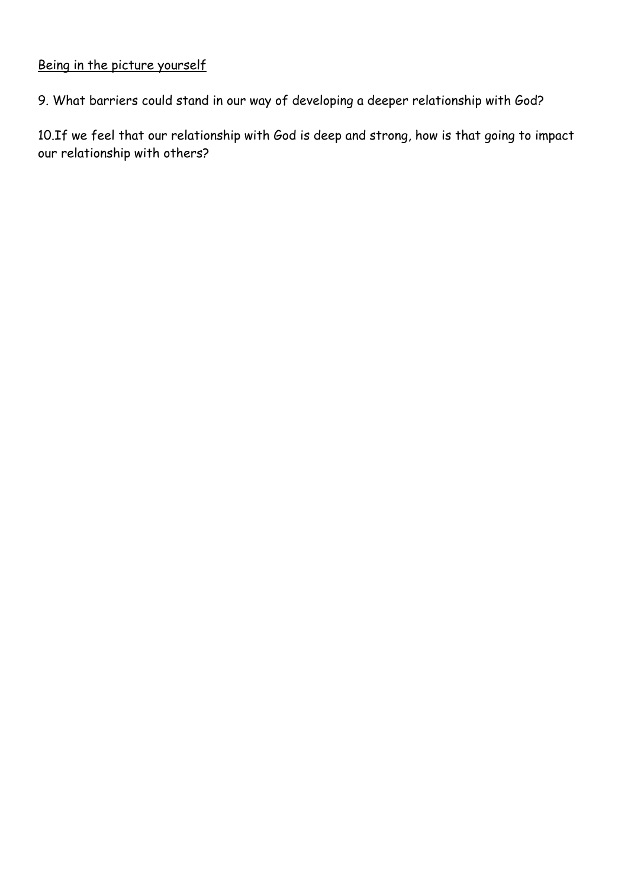Being in the picture yourself

9. What barriers could stand in our way of developing a deeper relationship with God?

10. If we feel that our relationship with God is deep and strong, how is that going to impact our relationship with others?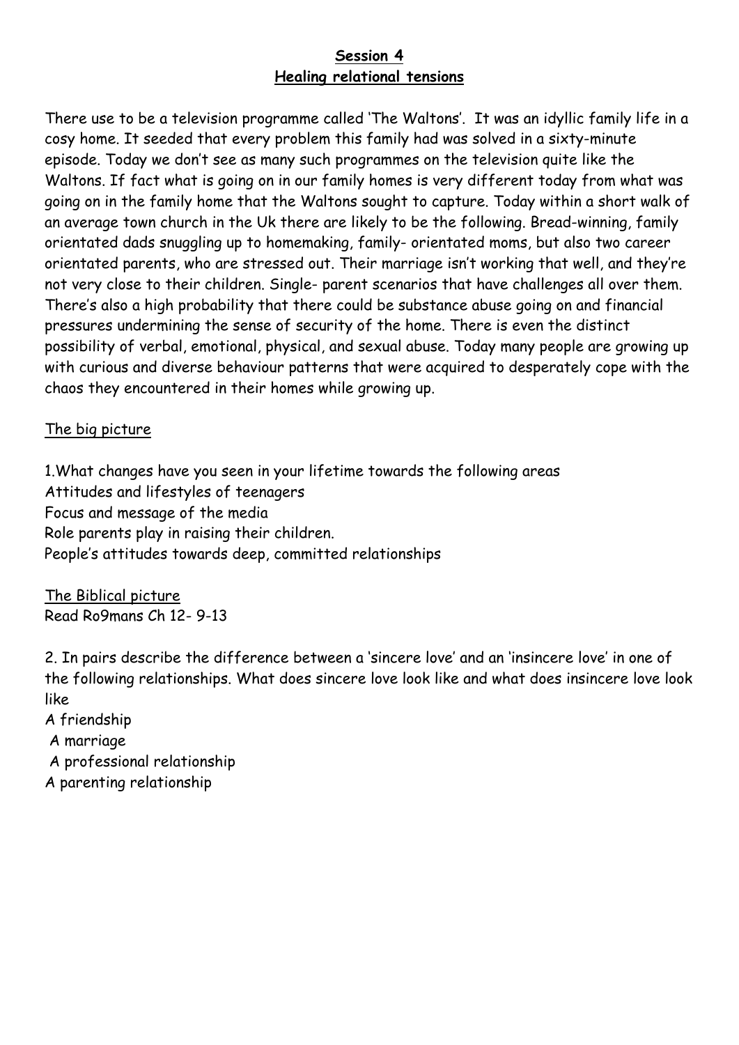**Session 4**

**Healing relational tensions**

There use to be a television programme called 'The Waltons'. It was an idyllic family life in a cosy home. It seeded that every problem this family had was solved in a sixty-minute episode. Today we don't see as many such programmes on the television quite like the Waltons. If fact what is going on in our family homes is very different today from what was going on in the family home that the Waltons sought to capture. Today within a short walk of an average town church in the Uk there are likely to be the following. Bread-winning, family orientated dads snuggling up to homemaking, family- orientated moms, but also two career orientated parents, who are stressed out. Their marriage isn't working that well, and they're not very close to their children. Single- parent scenarios that have challenges all over them. There's also a high probability that there could be substance abuse going on and financial pressures undermining the sense of security of the home. There is even the distinct possibility of verbal, emotional, physical, and sexual abuse. Today many people are growing up with curious and diverse behaviour patterns that were acquired to desperately cope with the chaos they encountered in their homes while growing up.

The big picture

1.What changes have you seen in your lifetime towards the following areas
Attitudes and lifestyles of teenagers
Focus and message of the media
Role parents play in raising their children.
People's attitudes towards deep, committed relationships

The Biblical picture
Read Ro9mans Ch 12- 9-13

2. In pairs describe the difference between a 'sincere love' and an 'insincere love' in one of the following relationships. What does sincere love look like and what does insincere love look like
A friendship
A marriage
A professional relationship
A parenting relationship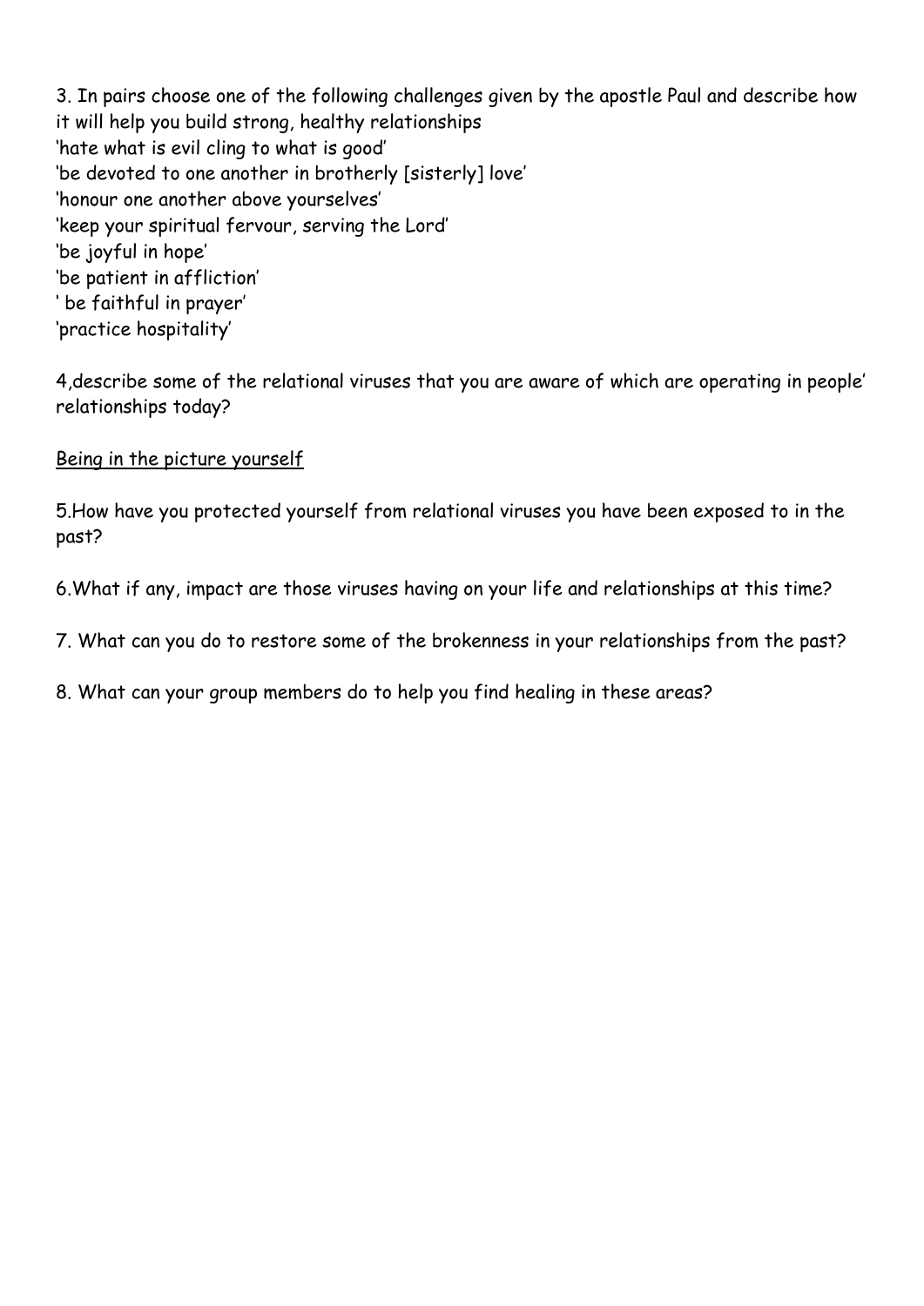3. In pairs choose one of the following challenges given by the apostle Paul and describe how it will help you build strong, healthy relationships

'hate what is evil cling to what is good'

'be devoted to one another in brotherly [sisterly] love'

'honour one another above yourselves'

'keep your spiritual fervour, serving the Lord'

'be joyful in hope'

'be patient in affliction'

' be faithful in prayer'

'practice hospitality'

4,describe some of the relational viruses that you are aware of which are operating in people' relationships today?

<u>Being in the picture yourself</u>

5.How have you protected yourself from relational viruses you have been exposed to in the past?

6.What if any, impact are those viruses having on your life and relationships at this time?

7. What can you do to restore some of the brokenness in your relationships from the past?

8. What can your group members do to help you find healing in these areas?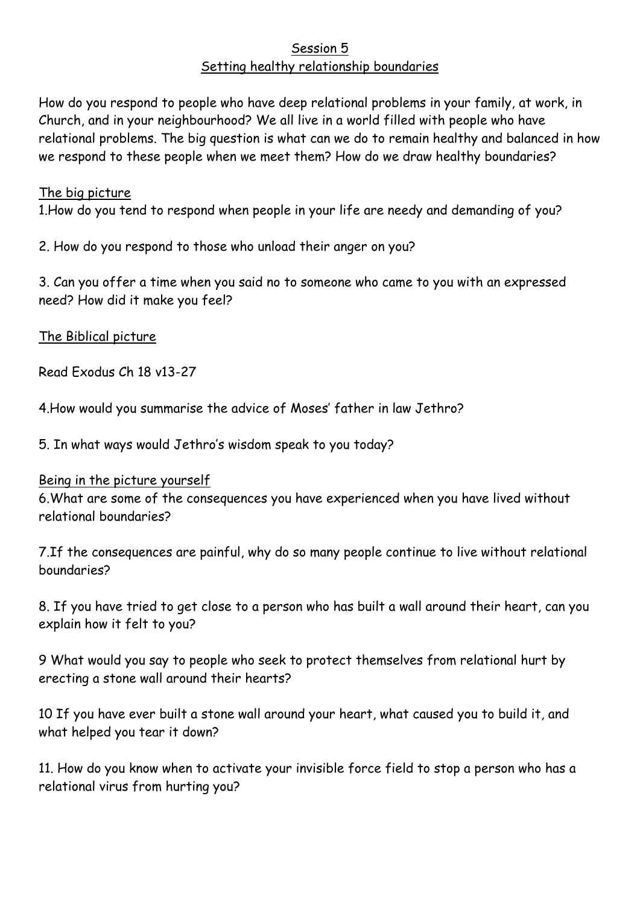## Session 5
## Setting healthy relationship boundaries

How do you respond to people who have deep relational problems in your family, at work, in Church, and in your neighbourhood? We all live in a world filled with people who have relational problems. The big question is what can we do to remain healthy and balanced in how we respond to these people when we meet them? How do we draw healthy boundaries?

### The big picture

1.How do you tend to respond when people in your life are needy and demanding of you?

2. How do you respond to those who unload their anger on you?

3. Can you offer a time when you said no to someone who came to you with an expressed need? How did it make you feel?

### The Biblical picture

Read Exodus Ch 18 v13-27

4.How would you summarise the advice of Moses' father in law Jethro?

5. In what ways would Jethro's wisdom speak to you today?

### Being in the picture yourself

6.What are some of the consequences you have experienced when you have lived without relational boundaries?

7.If the consequences are painful, why do so many people continue to live without relational boundaries?

8. If you have tried to get close to a person who has built a wall around their heart, can you explain how it felt to you?

9 What would you say to people who seek to protect themselves from relational hurt by erecting a stone wall around their hearts?

10 If you have ever built a stone wall around your heart, what caused you to build it, and what helped you tear it down?

11. How do you know when to activate your invisible force field to stop a person who has a relational virus from hurting you?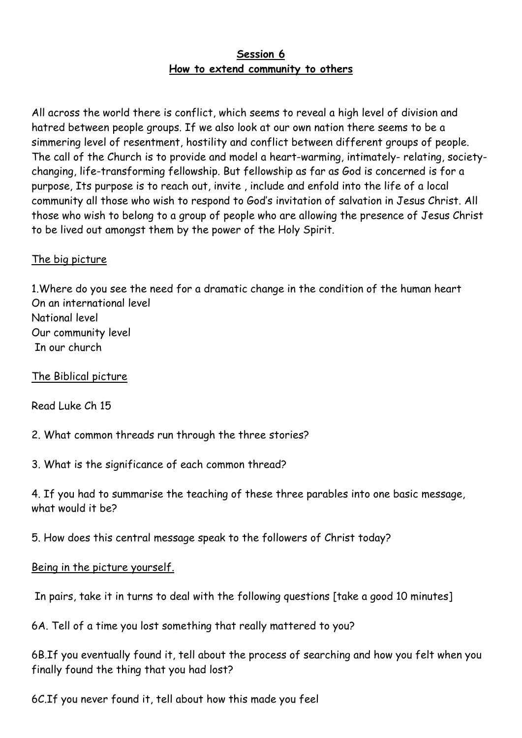**Session 6**
**How to extend community to others**

All across the world there is conflict, which seems to reveal a high level of division and hatred between people groups. If we also look at our own nation there seems to be a simmering level of resentment, hostility and conflict between different groups of people. The call of the Church is to provide and model a heart-warming, intimately- relating, society-changing, life-transforming fellowship. But fellowship as far as God is concerned is for a purpose, Its purpose is to reach out, invite , include and enfold into the life of a local community all those who wish to respond to God's invitation of salvation in Jesus Christ. All those who wish to belong to a group of people who are allowing the presence of Jesus Christ to be lived out amongst them by the power of the Holy Spirit.

<u>The big picture</u>

1.Where do you see the need for a dramatic change in the condition of the human heart
On an international level
National level
Our community level
In our church

<u>The Biblical picture</u>

Read Luke Ch 15

2. What common threads run through the three stories?

3. What is the significance of each common thread?

4. If you had to summarise the teaching of these three parables into one basic message, what would it be?

5. How does this central message speak to the followers of Christ today?

<u>Being in the picture yourself.</u>

In pairs, take it in turns to deal with the following questions [take a good 10 minutes]

6A. Tell of a time you lost something that really mattered to you?

6B.If you eventually found it, tell about the process of searching and how you felt when you finally found the thing that you had lost?

6C.If you never found it, tell about how this made you feel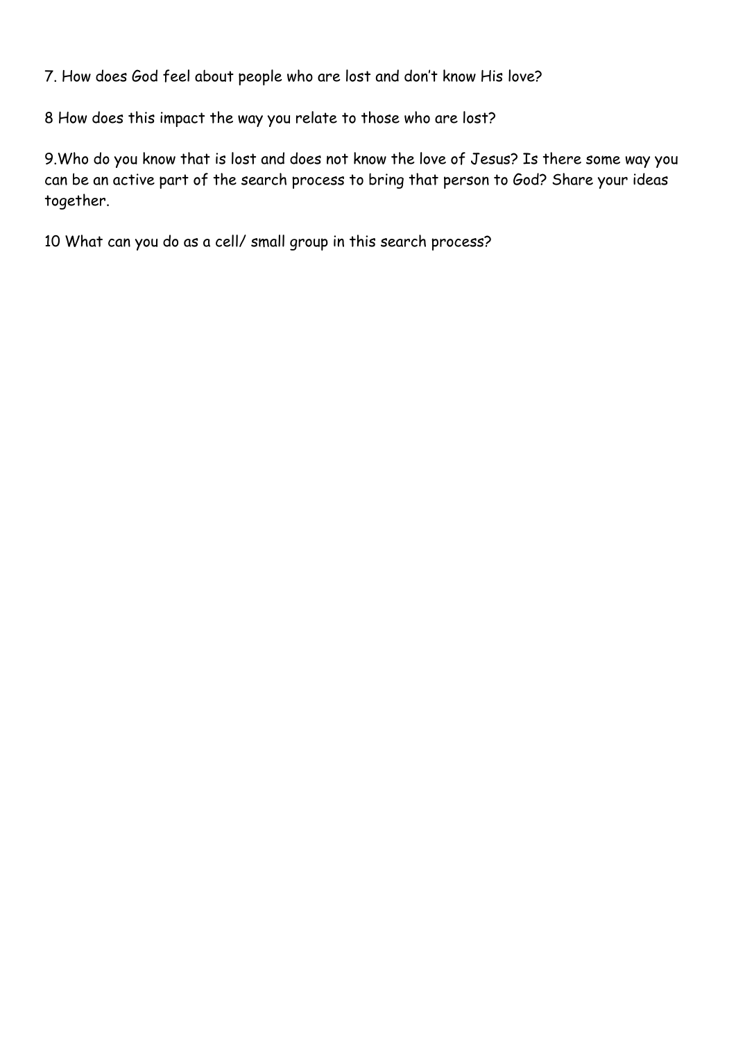7. How does God feel about people who are lost and don't know His love?

8 How does this impact the way you relate to those who are lost?

9.Who do you know that is lost and does not know the love of Jesus? Is there some way you can be an active part of the search process to bring that person to God? Share your ideas together.

10 What can you do as a cell/ small group in this search process?